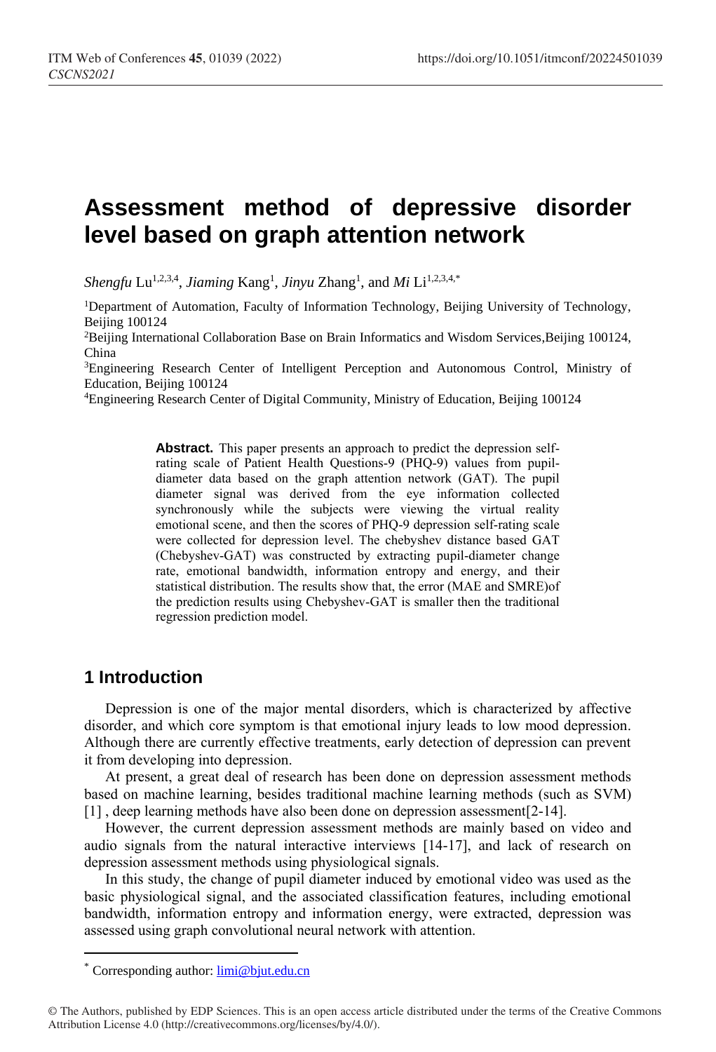# Assessment method of depressive disorder level based on graph attention network

*Shengfu* Lu[1,2,3,4], *Jiaming* Kang[1], *Jinyu* Zhang[1], and *Mi* Li[1,2,3,4,*]

[1]Department of Automation, Faculty of Information Technology, Beijing University of Technology, Beijing 100124

[2]Beijing International Collaboration Base on Brain Informatics and Wisdom Services,Beijing 100124, China

[3]Engineering Research Center of Intelligent Perception and Autonomous Control, Ministry of Education, Beijing 100124

[4]Engineering Research Center of Digital Community, Ministry of Education, Beijing 100124

**Abstract.** This paper presents an approach to predict the depression self-rating scale of Patient Health Questions-9 (PHQ-9) values from pupil-diameter data based on the graph attention network (GAT). The pupil diameter signal was derived from the eye information collected synchronously while the subjects were viewing the virtual reality emotional scene, and then the scores of PHQ-9 depression self-rating scale were collected for depression level. The chebyshev distance based GAT (Chebyshev-GAT) was constructed by extracting pupil-diameter change rate, emotional bandwidth, information entropy and energy, and their statistical distribution. The results show that, the error (MAE and SMRE)of the prediction results using Chebyshev-GAT is smaller then the traditional regression prediction model.

## 1 Introduction

Depression is one of the major mental disorders, which is characterized by affective disorder, and which core symptom is that emotional injury leads to low mood depression. Although there are currently effective treatments, early detection of depression can prevent it from developing into depression.

At present, a great deal of research has been done on depression assessment methods based on machine learning, besides traditional machine learning methods (such as SVM) [1] , deep learning methods have also been done on depression assessment[2-14].

However, the current depression assessment methods are mainly based on video and audio signals from the natural interactive interviews [14-17], and lack of research on depression assessment methods using physiological signals.

In this study, the change of pupil diameter induced by emotional video was used as the basic physiological signal, and the associated classification features, including emotional bandwidth, information entropy and information energy, were extracted, depression was assessed using graph convolutional neural network with attention.

[*] Corresponding author: limi@bjut.edu.cn

© The Authors, published by EDP Sciences. This is an open access article distributed under the terms of the Creative Commons Attribution License 4.0 (http://creativecommons.org/licenses/by/4.0/).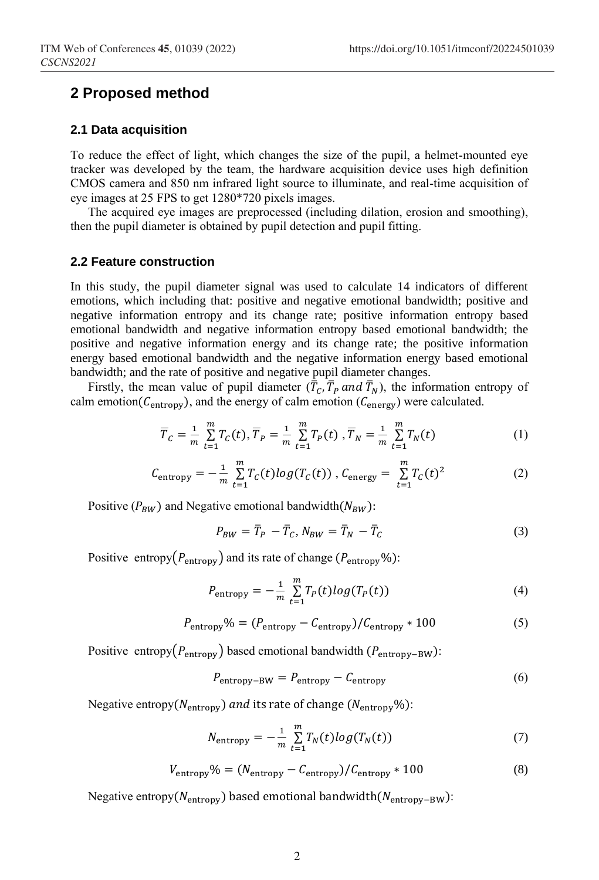## 2 Proposed method

### 2.1 Data acquisition

To reduce the effect of light, which changes the size of the pupil, a helmet-mounted eye tracker was developed by the team, the hardware acquisition device uses high definition CMOS camera and 850 nm infrared light source to illuminate, and real-time acquisition of eye images at 25 FPS to get 1280*720 pixels images.

The acquired eye images are preprocessed (including dilation, erosion and smoothing), then the pupil diameter is obtained by pupil detection and pupil fitting.

### 2.2 Feature construction

In this study, the pupil diameter signal was used to calculate 14 indicators of different emotions, which including that: positive and negative emotional bandwidth; positive and negative information entropy and its change rate; positive information entropy based emotional bandwidth and negative information entropy based emotional bandwidth; the positive and negative information energy and its change rate; the positive information energy based emotional bandwidth and the negative information energy based emotional bandwidth; and the rate of positive and negative pupil diameter changes.

Firstly, the mean value of pupil diameter ($\overline{T}_C, \overline{T}_P \; and \; \overline{T}_N$), the information entropy of calm emotion($C_{\text{entropy}}$), and the energy of calm emotion ($C_{\text{energy}}$) were calculated.

$$\overline{T}_C = \frac{1}{m}\sum_{t=1}^{m} T_C(t), \overline{T}_P = \frac{1}{m}\sum_{t=1}^{m} T_P(t) \;, \overline{T}_N = \frac{1}{m}\sum_{t=1}^{m} T_N(t) \tag{1}$$

$$C_{\text{entropy}} = -\frac{1}{m}\sum_{t=1}^{m} T_C(t) log(T_C(t)) \;, C_{\text{energy}} = \sum_{t=1}^{m} T_C(t)^2 \tag{2}$$

Positive ($P_{BW}$) and Negative emotional bandwidth($N_{BW}$):

$$P_{BW} = \overline{T}_P - \overline{T}_C, N_{BW} = \overline{T}_N - \overline{T}_C \tag{3}$$

Positive entropy($P_{\text{entropy}}$) and its rate of change ($P_{\text{entropy}}\%$):

$$P_{\text{entropy}} = -\frac{1}{m}\sum_{t=1}^{m} T_P(t) log(T_P(t)) \tag{4}$$

$$P_{\text{entropy}}\% = (P_{\text{entropy}} - C_{\text{entropy}})/C_{\text{entropy}} * 100 \tag{5}$$

Positive entropy($P_{\text{entropy}}$) based emotional bandwidth ($P_{\text{entropy-BW}}$):

$$P_{\text{entropy-BW}} = P_{\text{entropy}} - C_{\text{entropy}} \tag{6}$$

Negative entropy($N_{\text{entropy}}$) $and$ its rate of change ($N_{\text{entropy}}\%$):

$$N_{\text{entropy}} = -\frac{1}{m}\sum_{t=1}^{m} T_N(t) log(T_N(t)) \tag{7}$$

$$V_{\text{entropy}}\% = (N_{\text{entropy}} - C_{\text{entropy}})/C_{\text{entropy}} * 100 \tag{8}$$

Negative entropy($N_{\text{entropy}}$) based emotional bandwidth($N_{\text{entropy-BW}}$):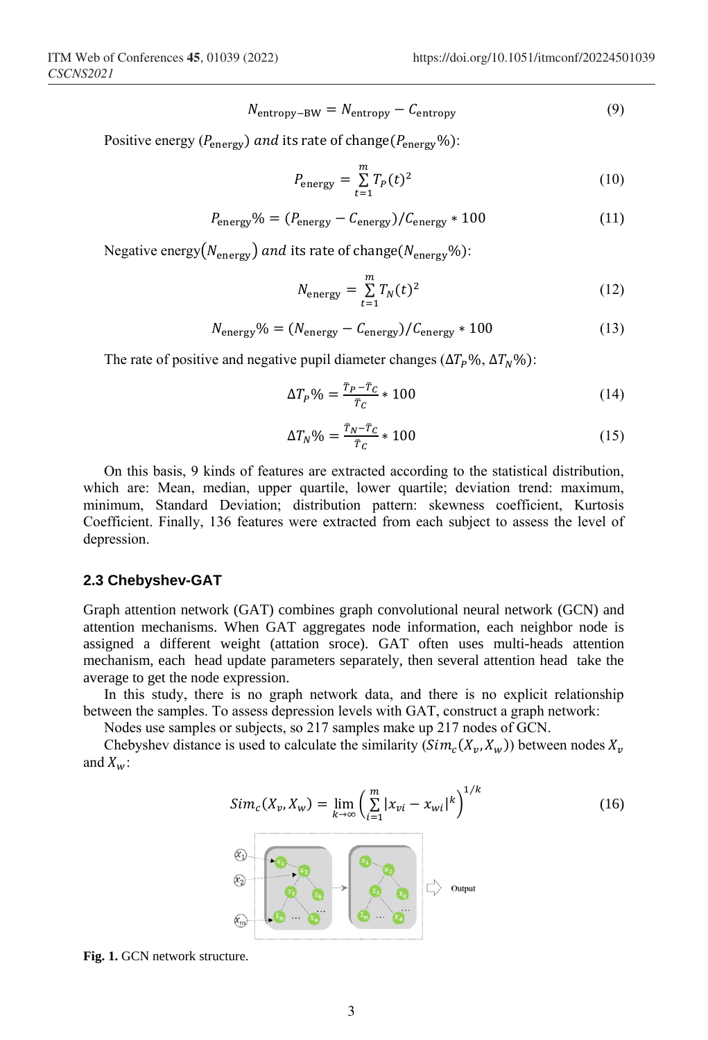$$N_{\text{entropy-BW}} = N_{\text{entropy}} - C_{\text{entropy}} \tag{9}$$

Positive energy ($P_{\text{energy}}$) $and$ its rate of change($P_{\text{energy}}\%$):

$$P_{\text{energy}} = \sum_{t=1}^{m} T_P(t)^2 \tag{10}$$

$$P_{\text{energy}}\% = (P_{\text{energy}} - C_{\text{energy}})/C_{\text{energy}} * 100 \tag{11}$$

Negative energy($N_{\text{energy}}$) $and$ its rate of change($N_{\text{energy}}\%$):

$$N_{\text{energy}} = \sum_{t=1}^{m} T_N(t)^2 \tag{12}$$

$$N_{\text{energy}}\% = (N_{\text{energy}} - C_{\text{energy}})/C_{\text{energy}} * 100 \tag{13}$$

The rate of positive and negative pupil diameter changes ($\Delta T_P\%$, $\Delta T_N\%$):

$$\Delta T_P\% = \frac{\bar{T}_P - \bar{T}_C}{\bar{T}_C} * 100 \tag{14}$$

$$\Delta T_N\% = \frac{\bar{T}_N - \bar{T}_C}{\bar{T}_C} * 100 \tag{15}$$

On this basis, 9 kinds of features are extracted according to the statistical distribution, which are: Mean, median, upper quartile, lower quartile; deviation trend: maximum, minimum, Standard Deviation; distribution pattern: skewness coefficient, Kurtosis Coefficient. Finally, 136 features were extracted from each subject to assess the level of depression.

### 2.3 Chebyshev-GAT

Graph attention network (GAT) combines graph convolutional neural network (GCN) and attention mechanisms. When GAT aggregates node information, each neighbor node is assigned a different weight (attation sroce). GAT often uses multi-heads attention mechanism, each head update parameters separately, then several attention head take the average to get the node expression.

In this study, there is no graph network data, and there is no explicit relationship between the samples. To assess depression levels with GAT, construct a graph network:

Nodes use samples or subjects, so 217 samples make up 217 nodes of GCN.

Chebyshev distance is used to calculate the similarity ($Sim_c(X_v, X_w)$) between nodes $X_v$ and $X_w$:

$$Sim_c(X_v, X_w) = \lim_{k \to \infty} \left( \sum_{i=1}^{m} |x_{vi} - x_{wi}|^k \right)^{1/k} \tag{16}$$

**Fig. 1.** GCN network structure.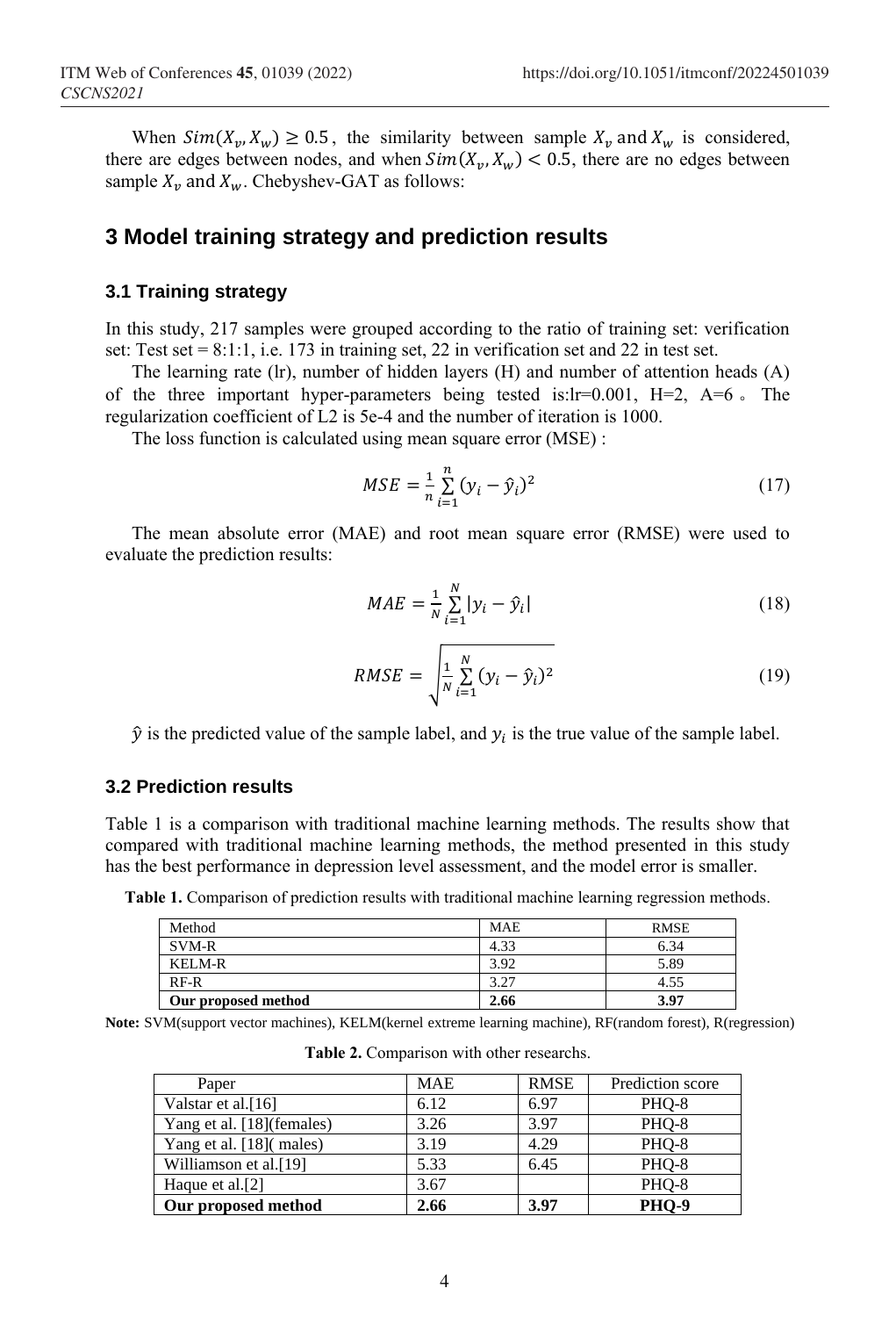When $Sim(X_v, X_w) \geq 0.5$, the similarity between sample $X_v$ and $X_w$ is considered, there are edges between nodes, and when $Sim(X_v, X_w) < 0.5$, there are no edges between sample $X_v$ and $X_w$. Chebyshev-GAT as follows:

## 3 Model training strategy and prediction results

### 3.1 Training strategy

In this study, 217 samples were grouped according to the ratio of training set: verification set: Test set = 8:1:1, i.e. 173 in training set, 22 in verification set and 22 in test set.

The learning rate (lr), number of hidden layers (H) and number of attention heads (A) of the three important hyper-parameters being tested is:lr=0.001, H=2, A=6 。The regularization coefficient of L2 is 5e-4 and the number of iteration is 1000.

The loss function is calculated using mean square error (MSE) :

$$MSE = \frac{1}{n}\sum_{i=1}^{n}(y_i - \hat{y}_i)^2 \tag{17}$$

The mean absolute error (MAE) and root mean square error (RMSE) were used to evaluate the prediction results:

$$MAE = \frac{1}{N}\sum_{i=1}^{N}|y_i - \hat{y}_i| \tag{18}$$

$$RMSE = \sqrt{\frac{1}{N}\sum_{i=1}^{N}(y_i - \hat{y}_i)^2} \tag{19}$$

$\hat{y}$ is the predicted value of the sample label, and $y_i$ is the true value of the sample label.

### 3.2 Prediction results

Table 1 is a comparison with traditional machine learning methods. The results show that compared with traditional machine learning methods, the method presented in this study has the best performance in depression level assessment, and the model error is smaller.

**Table 1.** Comparison of prediction results with traditional machine learning regression methods.

| Method | MAE | RMSE |
|---|---|---|
| SVM-R | 4.33 | 6.34 |
| KELM-R | 3.92 | 5.89 |
| RF-R | 3.27 | 4.55 |
| **Our proposed method** | **2.66** | **3.97** |

**Note:** SVM(support vector machines), KELM(kernel extreme learning machine), RF(random forest), R(regression)

**Table 2.** Comparison with other researchs.

| Paper | MAE | RMSE | Prediction score |
|---|---|---|---|
| Valstar et al.[16] | 6.12 | 6.97 | PHQ-8 |
| Yang et al. [18](females) | 3.26 | 3.97 | PHQ-8 |
| Yang et al. [18]( males) | 3.19 | 4.29 | PHQ-8 |
| Williamson et al.[19] | 5.33 | 6.45 | PHQ-8 |
| Haque et al.[2] | 3.67 | | PHQ-8 |
| **Our proposed method** | **2.66** | **3.97** | **PHQ-9** |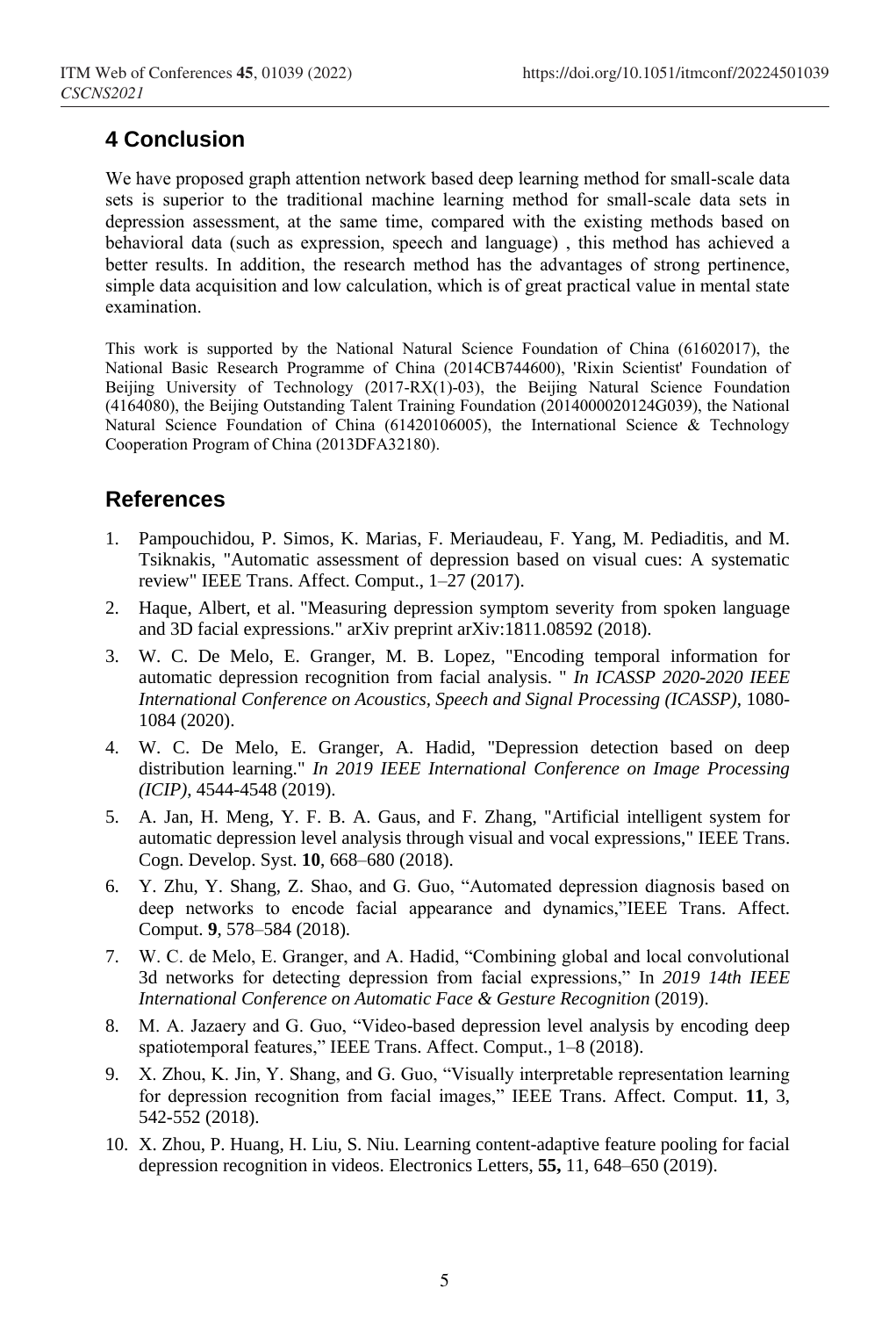## 4 Conclusion

We have proposed graph attention network based deep learning method for small-scale data sets is superior to the traditional machine learning method for small-scale data sets in depression assessment, at the same time, compared with the existing methods based on behavioral data (such as expression, speech and language) , this method has achieved a better results. In addition, the research method has the advantages of strong pertinence, simple data acquisition and low calculation, which is of great practical value in mental state examination.

This work is supported by the National Natural Science Foundation of China (61602017), the National Basic Research Programme of China (2014CB744600), 'Rixin Scientist' Foundation of Beijing University of Technology (2017-RX(1)-03), the Beijing Natural Science Foundation (4164080), the Beijing Outstanding Talent Training Foundation (2014000020124G039), the National Natural Science Foundation of China (61420106005), the International Science & Technology Cooperation Program of China (2013DFA32180).

## References

1. Pampouchidou, P. Simos, K. Marias, F. Meriaudeau, F. Yang, M. Pediaditis, and M. Tsiknakis, "Automatic assessment of depression based on visual cues: A systematic review" IEEE Trans. Affect. Comput., 1–27 (2017).
2. Haque, Albert, et al. "Measuring depression symptom severity from spoken language and 3D facial expressions." arXiv preprint arXiv:1811.08592 (2018).
3. W. C. De Melo, E. Granger, M. B. Lopez, "Encoding temporal information for automatic depression recognition from facial analysis. " *In ICASSP 2020-2020 IEEE International Conference on Acoustics, Speech and Signal Processing (ICASSP)*, 1080-1084 (2020).
4. W. C. De Melo, E. Granger, A. Hadid, "Depression detection based on deep distribution learning." *In 2019 IEEE International Conference on Image Processing (ICIP)*, 4544-4548 (2019).
5. A. Jan, H. Meng, Y. F. B. A. Gaus, and F. Zhang, "Artificial intelligent system for automatic depression level analysis through visual and vocal expressions," IEEE Trans. Cogn. Develop. Syst. **10**, 668–680 (2018).
6. Y. Zhu, Y. Shang, Z. Shao, and G. Guo, "Automated depression diagnosis based on deep networks to encode facial appearance and dynamics,"IEEE Trans. Affect. Comput. **9**, 578–584 (2018).
7. W. C. de Melo, E. Granger, and A. Hadid, "Combining global and local convolutional 3d networks for detecting depression from facial expressions," In *2019 14th IEEE International Conference on Automatic Face & Gesture Recognition* (2019).
8. M. A. Jazaery and G. Guo, "Video-based depression level analysis by encoding deep spatiotemporal features," IEEE Trans. Affect. Comput., 1–8 (2018).
9. X. Zhou, K. Jin, Y. Shang, and G. Guo, "Visually interpretable representation learning for depression recognition from facial images," IEEE Trans. Affect. Comput. **11**, 3, 542-552 (2018).
10. X. Zhou, P. Huang, H. Liu, S. Niu. Learning content-adaptive feature pooling for facial depression recognition in videos. Electronics Letters, **55,** 11, 648–650 (2019).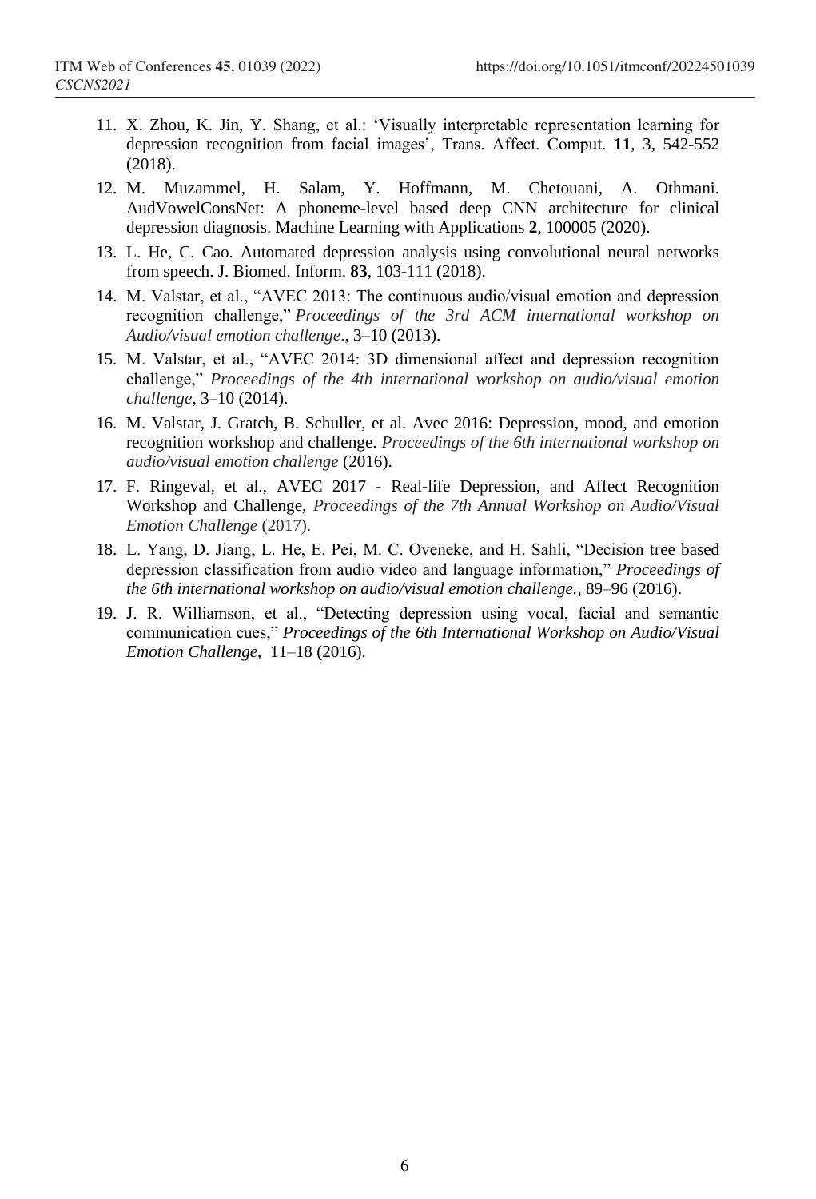11. X. Zhou, K. Jin, Y. Shang, et al.: 'Visually interpretable representation learning for depression recognition from facial images', Trans. Affect. Comput. **11**, 3, 542-552 (2018).
12. M. Muzammel, H. Salam, Y. Hoffmann, M. Chetouani, A. Othmani. AudVowelConsNet: A phoneme-level based deep CNN architecture for clinical depression diagnosis. Machine Learning with Applications **2**, 100005 (2020).
13. L. He, C. Cao. Automated depression analysis using convolutional neural networks from speech. J. Biomed. Inform. **83**, 103-111 (2018).
14. M. Valstar, et al., "AVEC 2013: The continuous audio/visual emotion and depression recognition challenge," *Proceedings of the 3rd ACM international workshop on Audio/visual emotion challenge*., 3–10 (2013).
15. M. Valstar, et al., "AVEC 2014: 3D dimensional affect and depression recognition challenge," *Proceedings of the 4th international workshop on audio/visual emotion challenge*, 3–10 (2014).
16. M. Valstar, J. Gratch, B. Schuller, et al. Avec 2016: Depression, mood, and emotion recognition workshop and challenge. *Proceedings of the 6th international workshop on audio/visual emotion challenge* (2016).
17. F. Ringeval, et al., AVEC 2017 - Real-life Depression, and Affect Recognition Workshop and Challenge, *Proceedings of the 7th Annual Workshop on Audio/Visual Emotion Challenge* (2017).
18. L. Yang, D. Jiang, L. He, E. Pei, M. C. Oveneke, and H. Sahli, "Decision tree based depression classification from audio video and language information," *Proceedings of the 6th international workshop on audio/visual emotion challenge.*, 89–96 (2016).
19. J. R. Williamson, et al., "Detecting depression using vocal, facial and semantic communication cues," *Proceedings of the 6th International Workshop on Audio/Visual Emotion Challenge*, 11–18 (2016).